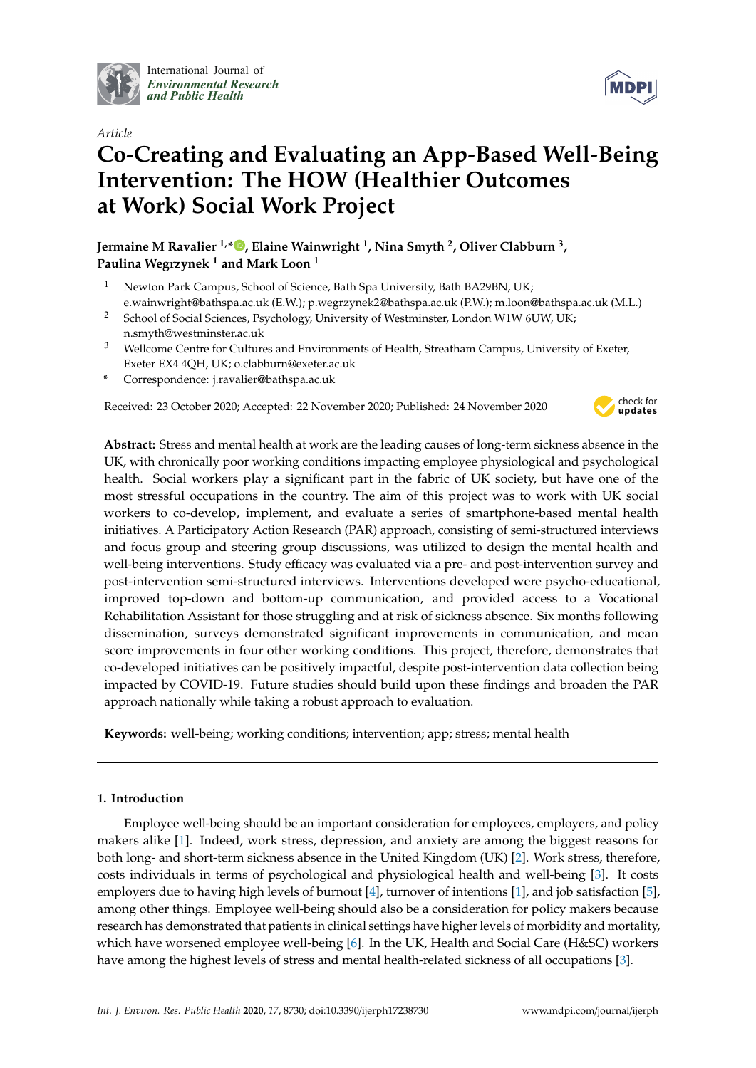International Journal of *Environmental Research and Public Health*

*Article*

# Co-Creating and Evaluating an App-Based Well-Being Intervention: The HOW (Healthier Outcomes at Work) Social Work Project

**Jermaine M Ravalier [1,*], Elaine Wainwright [1], Nina Smyth [2], Oliver Clabburn [3], Paulina Wegrzynek [1] and Mark Loon [1]**

[1] Newton Park Campus, School of Science, Bath Spa University, Bath BA29BN, UK; e.wainwright@bathspa.ac.uk (E.W.); p.wegrzynek2@bathspa.ac.uk (P.W.); m.loon@bathspa.ac.uk (M.L.)

[2] School of Social Sciences, Psychology, University of Westminster, London W1W 6UW, UK; n.smyth@westminster.ac.uk

[3] Wellcome Centre for Cultures and Environments of Health, Streatham Campus, University of Exeter, Exeter EX4 4QH, UK; o.clabburn@exeter.ac.uk

\* Correspondence: j.ravalier@bathspa.ac.uk

Received: 23 October 2020; Accepted: 22 November 2020; Published: 24 November 2020

**Abstract:** Stress and mental health at work are the leading causes of long-term sickness absence in the UK, with chronically poor working conditions impacting employee physiological and psychological health. Social workers play a significant part in the fabric of UK society, but have one of the most stressful occupations in the country. The aim of this project was to work with UK social workers to co-develop, implement, and evaluate a series of smartphone-based mental health initiatives. A Participatory Action Research (PAR) approach, consisting of semi-structured interviews and focus group and steering group discussions, was utilized to design the mental health and well-being interventions. Study efficacy was evaluated via a pre- and post-intervention survey and post-intervention semi-structured interviews. Interventions developed were psycho-educational, improved top-down and bottom-up communication, and provided access to a Vocational Rehabilitation Assistant for those struggling and at risk of sickness absence. Six months following dissemination, surveys demonstrated significant improvements in communication, and mean score improvements in four other working conditions. This project, therefore, demonstrates that co-developed initiatives can be positively impactful, despite post-intervention data collection being impacted by COVID-19. Future studies should build upon these findings and broaden the PAR approach nationally while taking a robust approach to evaluation.

**Keywords:** well-being; working conditions; intervention; app; stress; mental health

## 1. Introduction

Employee well-being should be an important consideration for employees, employers, and policy makers alike [1]. Indeed, work stress, depression, and anxiety are among the biggest reasons for both long- and short-term sickness absence in the United Kingdom (UK) [2]. Work stress, therefore, costs individuals in terms of psychological and physiological health and well-being [3]. It costs employers due to having high levels of burnout [4], turnover of intentions [1], and job satisfaction [5], among other things. Employee well-being should also be a consideration for policy makers because research has demonstrated that patients in clinical settings have higher levels of morbidity and mortality, which have worsened employee well-being [6]. In the UK, Health and Social Care (H&SC) workers have among the highest levels of stress and mental health-related sickness of all occupations [3].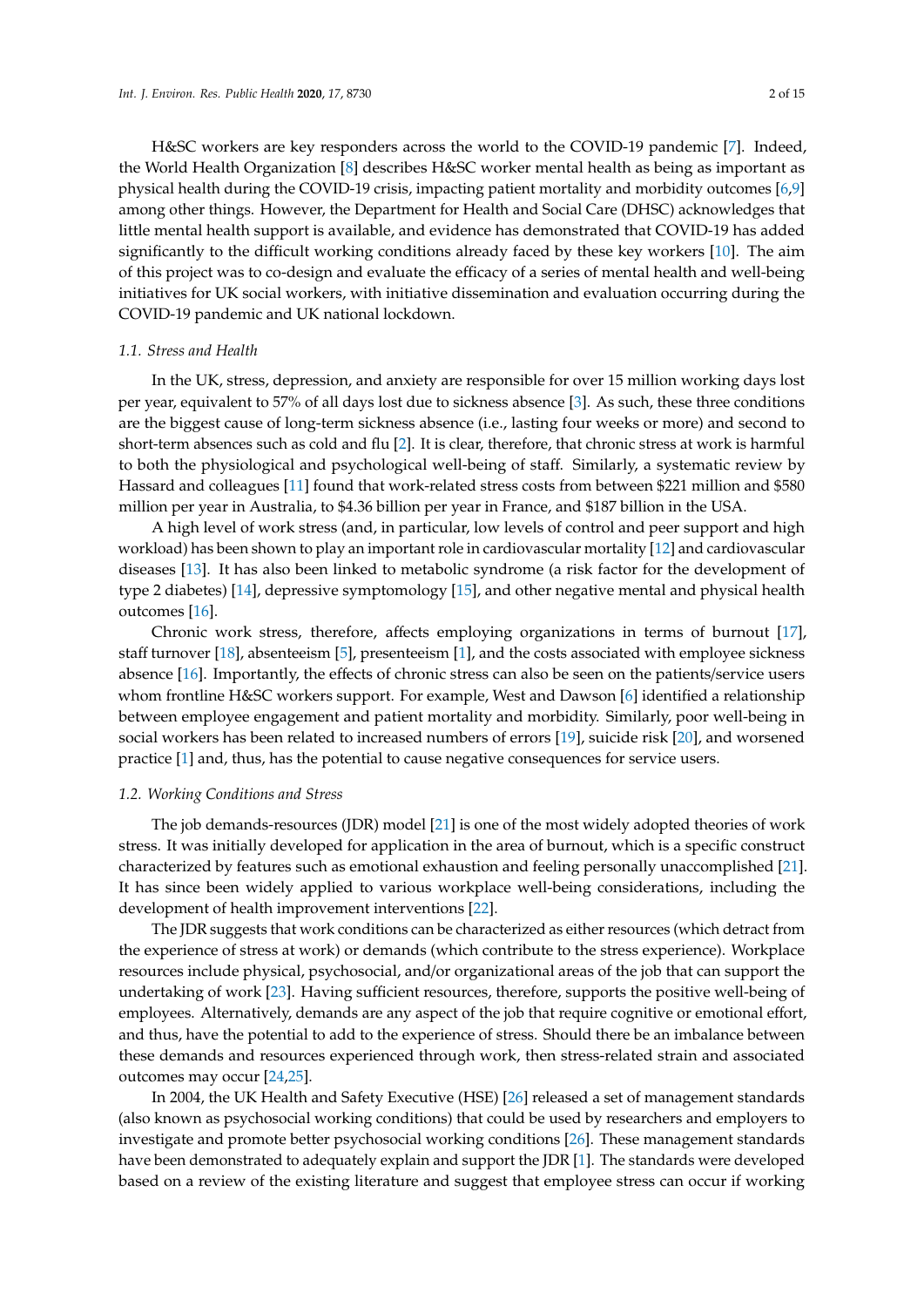H&SC workers are key responders across the world to the COVID-19 pandemic [7]. Indeed, the World Health Organization [8] describes H&SC worker mental health as being as important as physical health during the COVID-19 crisis, impacting patient mortality and morbidity outcomes [6,9] among other things. However, the Department for Health and Social Care (DHSC) acknowledges that little mental health support is available, and evidence has demonstrated that COVID-19 has added significantly to the difficult working conditions already faced by these key workers [10]. The aim of this project was to co-design and evaluate the efficacy of a series of mental health and well-being initiatives for UK social workers, with initiative dissemination and evaluation occurring during the COVID-19 pandemic and UK national lockdown.

### 1.1. Stress and Health

In the UK, stress, depression, and anxiety are responsible for over 15 million working days lost per year, equivalent to 57% of all days lost due to sickness absence [3]. As such, these three conditions are the biggest cause of long-term sickness absence (i.e., lasting four weeks or more) and second to short-term absences such as cold and flu [2]. It is clear, therefore, that chronic stress at work is harmful to both the physiological and psychological well-being of staff. Similarly, a systematic review by Hassard and colleagues [11] found that work-related stress costs from between $221 million and $580 million per year in Australia, to $4.36 billion per year in France, and $187 billion in the USA.

A high level of work stress (and, in particular, low levels of control and peer support and high workload) has been shown to play an important role in cardiovascular mortality [12] and cardiovascular diseases [13]. It has also been linked to metabolic syndrome (a risk factor for the development of type 2 diabetes) [14], depressive symptomology [15], and other negative mental and physical health outcomes [16].

Chronic work stress, therefore, affects employing organizations in terms of burnout [17], staff turnover [18], absenteeism [5], presenteeism [1], and the costs associated with employee sickness absence [16]. Importantly, the effects of chronic stress can also be seen on the patients/service users whom frontline H&SC workers support. For example, West and Dawson [6] identified a relationship between employee engagement and patient mortality and morbidity. Similarly, poor well-being in social workers has been related to increased numbers of errors [19], suicide risk [20], and worsened practice [1] and, thus, has the potential to cause negative consequences for service users.

### 1.2. Working Conditions and Stress

The job demands-resources (JDR) model [21] is one of the most widely adopted theories of work stress. It was initially developed for application in the area of burnout, which is a specific construct characterized by features such as emotional exhaustion and feeling personally unaccomplished [21]. It has since been widely applied to various workplace well-being considerations, including the development of health improvement interventions [22].

The JDR suggests that work conditions can be characterized as either resources (which detract from the experience of stress at work) or demands (which contribute to the stress experience). Workplace resources include physical, psychosocial, and/or organizational areas of the job that can support the undertaking of work [23]. Having sufficient resources, therefore, supports the positive well-being of employees. Alternatively, demands are any aspect of the job that require cognitive or emotional effort, and thus, have the potential to add to the experience of stress. Should there be an imbalance between these demands and resources experienced through work, then stress-related strain and associated outcomes may occur [24,25].

In 2004, the UK Health and Safety Executive (HSE) [26] released a set of management standards (also known as psychosocial working conditions) that could be used by researchers and employers to investigate and promote better psychosocial working conditions [26]. These management standards have been demonstrated to adequately explain and support the JDR [1]. The standards were developed based on a review of the existing literature and suggest that employee stress can occur if working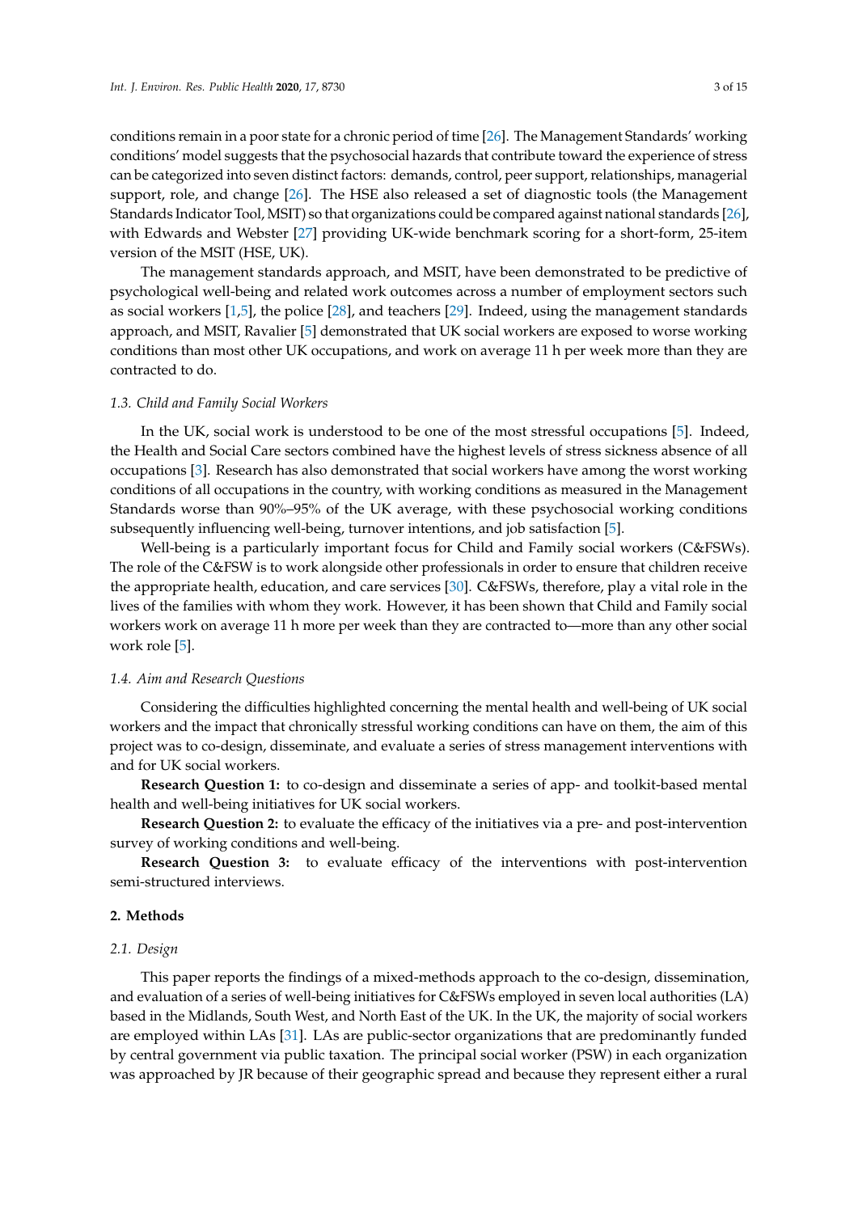conditions remain in a poor state for a chronic period of time [26]. The Management Standards' working conditions' model suggests that the psychosocial hazards that contribute toward the experience of stress can be categorized into seven distinct factors: demands, control, peer support, relationships, managerial support, role, and change [26]. The HSE also released a set of diagnostic tools (the Management Standards Indicator Tool, MSIT) so that organizations could be compared against national standards [26], with Edwards and Webster [27] providing UK-wide benchmark scoring for a short-form, 25-item version of the MSIT (HSE, UK).

The management standards approach, and MSIT, have been demonstrated to be predictive of psychological well-being and related work outcomes across a number of employment sectors such as social workers [1,5], the police [28], and teachers [29]. Indeed, using the management standards approach, and MSIT, Ravalier [5] demonstrated that UK social workers are exposed to worse working conditions than most other UK occupations, and work on average 11 h per week more than they are contracted to do.

### *1.3. Child and Family Social Workers*

In the UK, social work is understood to be one of the most stressful occupations [5]. Indeed, the Health and Social Care sectors combined have the highest levels of stress sickness absence of all occupations [3]. Research has also demonstrated that social workers have among the worst working conditions of all occupations in the country, with working conditions as measured in the Management Standards worse than 90%–95% of the UK average, with these psychosocial working conditions subsequently influencing well-being, turnover intentions, and job satisfaction [5].

Well-being is a particularly important focus for Child and Family social workers (C&FSWs). The role of the C&FSW is to work alongside other professionals in order to ensure that children receive the appropriate health, education, and care services [30]. C&FSWs, therefore, play a vital role in the lives of the families with whom they work. However, it has been shown that Child and Family social workers work on average 11 h more per week than they are contracted to—more than any other social work role [5].

### *1.4. Aim and Research Questions*

Considering the difficulties highlighted concerning the mental health and well-being of UK social workers and the impact that chronically stressful working conditions can have on them, the aim of this project was to co-design, disseminate, and evaluate a series of stress management interventions with and for UK social workers.

**Research Question 1:** to co-design and disseminate a series of app- and toolkit-based mental health and well-being initiatives for UK social workers.

**Research Question 2:** to evaluate the efficacy of the initiatives via a pre- and post-intervention survey of working conditions and well-being.

**Research Question 3:** to evaluate efficacy of the interventions with post-intervention semi-structured interviews.

## 2. Methods

### *2.1. Design*

This paper reports the findings of a mixed-methods approach to the co-design, dissemination, and evaluation of a series of well-being initiatives for C&FSWs employed in seven local authorities (LA) based in the Midlands, South West, and North East of the UK. In the UK, the majority of social workers are employed within LAs [31]. LAs are public-sector organizations that are predominantly funded by central government via public taxation. The principal social worker (PSW) in each organization was approached by JR because of their geographic spread and because they represent either a rural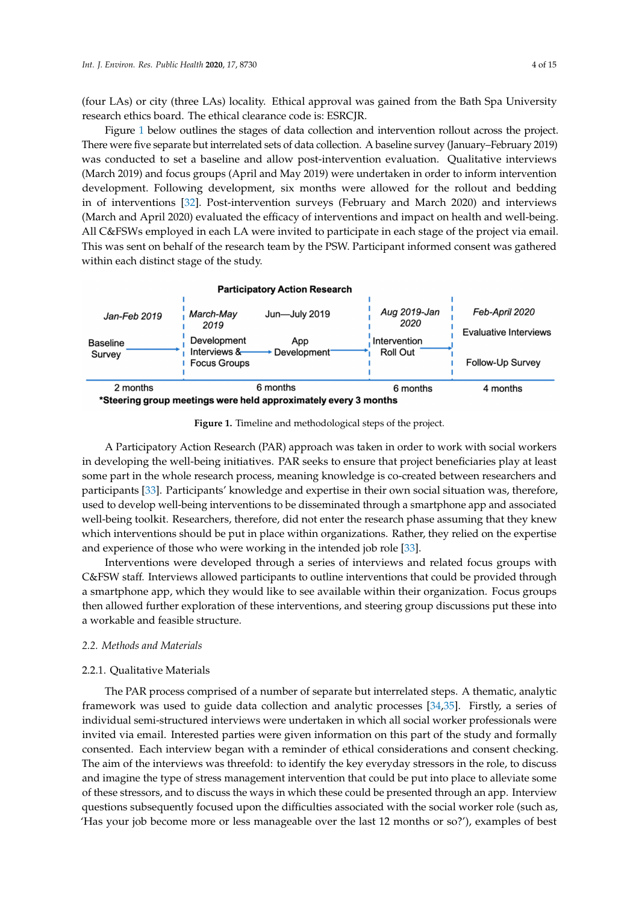(four LAs) or city (three LAs) locality. Ethical approval was gained from the Bath Spa University research ethics board. The ethical clearance code is: ESRCJR.

Figure 1 below outlines the stages of data collection and intervention rollout across the project. There were five separate but interrelated sets of data collection. A baseline survey (January–February 2019) was conducted to set a baseline and allow post-intervention evaluation. Qualitative interviews (March 2019) and focus groups (April and May 2019) were undertaken in order to inform intervention development. Following development, six months were allowed for the rollout and bedding in of interventions [32]. Post-intervention surveys (February and March 2020) and interviews (March and April 2020) evaluated the efficacy of interventions and impact on health and well-being. All C&FSWs employed in each LA were invited to participate in each stage of the project via email. This was sent on behalf of the research team by the PSW. Participant informed consent was gathered within each distinct stage of the study.

**Figure 1.** Timeline and methodological steps of the project.

A Participatory Action Research (PAR) approach was taken in order to work with social workers in developing the well-being initiatives. PAR seeks to ensure that project beneficiaries play at least some part in the whole research process, meaning knowledge is co-created between researchers and participants [33]. Participants' knowledge and expertise in their own social situation was, therefore, used to develop well-being interventions to be disseminated through a smartphone app and associated well-being toolkit. Researchers, therefore, did not enter the research phase assuming that they knew which interventions should be put in place within organizations. Rather, they relied on the expertise and experience of those who were working in the intended job role [33].

Interventions were developed through a series of interviews and related focus groups with C&FSW staff. Interviews allowed participants to outline interventions that could be provided through a smartphone app, which they would like to see available within their organization. Focus groups then allowed further exploration of these interventions, and steering group discussions put these into a workable and feasible structure.

### 2.2. Methods and Materials

#### 2.2.1. Qualitative Materials

The PAR process comprised of a number of separate but interrelated steps. A thematic, analytic framework was used to guide data collection and analytic processes [34,35]. Firstly, a series of individual semi-structured interviews were undertaken in which all social worker professionals were invited via email. Interested parties were given information on this part of the study and formally consented. Each interview began with a reminder of ethical considerations and consent checking. The aim of the interviews was threefold: to identify the key everyday stressors in the role, to discuss and imagine the type of stress management intervention that could be put into place to alleviate some of these stressors, and to discuss the ways in which these could be presented through an app. Interview questions subsequently focused upon the difficulties associated with the social worker role (such as, 'Has your job become more or less manageable over the last 12 months or so?'), examples of best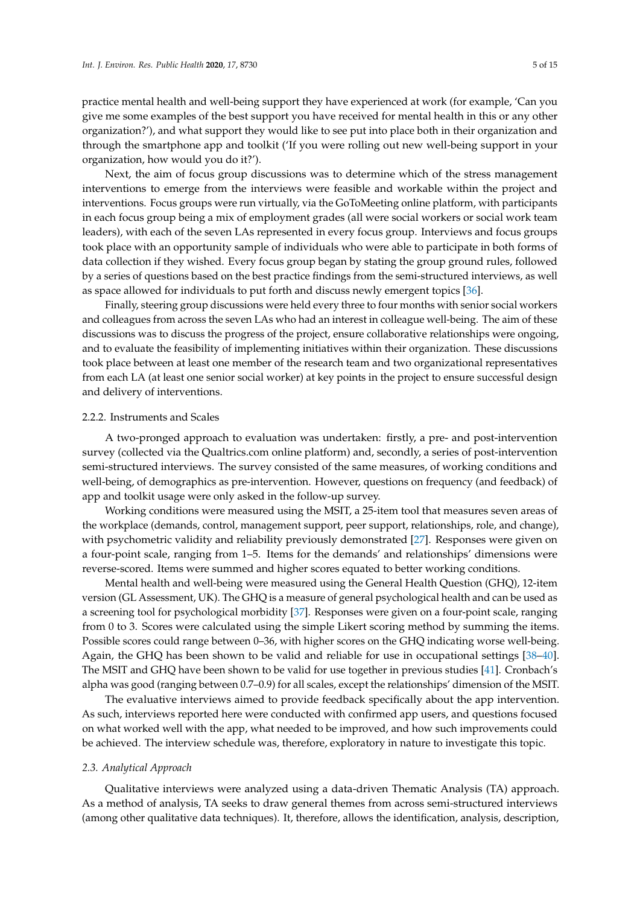practice mental health and well-being support they have experienced at work (for example, 'Can you give me some examples of the best support you have received for mental health in this or any other organization?'), and what support they would like to see put into place both in their organization and through the smartphone app and toolkit ('If you were rolling out new well-being support in your organization, how would you do it?').

Next, the aim of focus group discussions was to determine which of the stress management interventions to emerge from the interviews were feasible and workable within the project and interventions. Focus groups were run virtually, via the GoToMeeting online platform, with participants in each focus group being a mix of employment grades (all were social workers or social work team leaders), with each of the seven LAs represented in every focus group. Interviews and focus groups took place with an opportunity sample of individuals who were able to participate in both forms of data collection if they wished. Every focus group began by stating the group ground rules, followed by a series of questions based on the best practice findings from the semi-structured interviews, as well as space allowed for individuals to put forth and discuss newly emergent topics [36].

Finally, steering group discussions were held every three to four months with senior social workers and colleagues from across the seven LAs who had an interest in colleague well-being. The aim of these discussions was to discuss the progress of the project, ensure collaborative relationships were ongoing, and to evaluate the feasibility of implementing initiatives within their organization. These discussions took place between at least one member of the research team and two organizational representatives from each LA (at least one senior social worker) at key points in the project to ensure successful design and delivery of interventions.

#### 2.2.2. Instruments and Scales

A two-pronged approach to evaluation was undertaken: firstly, a pre- and post-intervention survey (collected via the Qualtrics.com online platform) and, secondly, a series of post-intervention semi-structured interviews. The survey consisted of the same measures, of working conditions and well-being, of demographics as pre-intervention. However, questions on frequency (and feedback) of app and toolkit usage were only asked in the follow-up survey.

Working conditions were measured using the MSIT, a 25-item tool that measures seven areas of the workplace (demands, control, management support, peer support, relationships, role, and change), with psychometric validity and reliability previously demonstrated [27]. Responses were given on a four-point scale, ranging from 1–5. Items for the demands' and relationships' dimensions were reverse-scored. Items were summed and higher scores equated to better working conditions.

Mental health and well-being were measured using the General Health Question (GHQ), 12-item version (GL Assessment, UK). The GHQ is a measure of general psychological health and can be used as a screening tool for psychological morbidity [37]. Responses were given on a four-point scale, ranging from 0 to 3. Scores were calculated using the simple Likert scoring method by summing the items. Possible scores could range between 0–36, with higher scores on the GHQ indicating worse well-being. Again, the GHQ has been shown to be valid and reliable for use in occupational settings [38–40]. The MSIT and GHQ have been shown to be valid for use together in previous studies [41]. Cronbach's alpha was good (ranging between 0.7–0.9) for all scales, except the relationships' dimension of the MSIT.

The evaluative interviews aimed to provide feedback specifically about the app intervention. As such, interviews reported here were conducted with confirmed app users, and questions focused on what worked well with the app, what needed to be improved, and how such improvements could be achieved. The interview schedule was, therefore, exploratory in nature to investigate this topic.

### *2.3. Analytical Approach*

Qualitative interviews were analyzed using a data-driven Thematic Analysis (TA) approach. As a method of analysis, TA seeks to draw general themes from across semi-structured interviews (among other qualitative data techniques). It, therefore, allows the identification, analysis, description,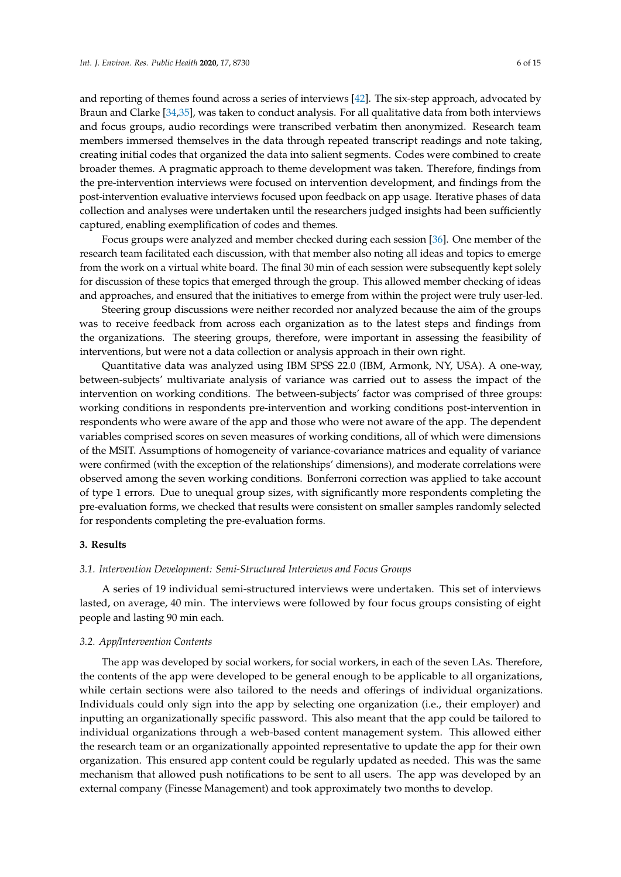and reporting of themes found across a series of interviews [42]. The six-step approach, advocated by Braun and Clarke [34,35], was taken to conduct analysis. For all qualitative data from both interviews and focus groups, audio recordings were transcribed verbatim then anonymized. Research team members immersed themselves in the data through repeated transcript readings and note taking, creating initial codes that organized the data into salient segments. Codes were combined to create broader themes. A pragmatic approach to theme development was taken. Therefore, findings from the pre-intervention interviews were focused on intervention development, and findings from the post-intervention evaluative interviews focused upon feedback on app usage. Iterative phases of data collection and analyses were undertaken until the researchers judged insights had been sufficiently captured, enabling exemplification of codes and themes.

Focus groups were analyzed and member checked during each session [36]. One member of the research team facilitated each discussion, with that member also noting all ideas and topics to emerge from the work on a virtual white board. The final 30 min of each session were subsequently kept solely for discussion of these topics that emerged through the group. This allowed member checking of ideas and approaches, and ensured that the initiatives to emerge from within the project were truly user-led.

Steering group discussions were neither recorded nor analyzed because the aim of the groups was to receive feedback from across each organization as to the latest steps and findings from the organizations. The steering groups, therefore, were important in assessing the feasibility of interventions, but were not a data collection or analysis approach in their own right.

Quantitative data was analyzed using IBM SPSS 22.0 (IBM, Armonk, NY, USA). A one-way, between-subjects' multivariate analysis of variance was carried out to assess the impact of the intervention on working conditions. The between-subjects' factor was comprised of three groups: working conditions in respondents pre-intervention and working conditions post-intervention in respondents who were aware of the app and those who were not aware of the app. The dependent variables comprised scores on seven measures of working conditions, all of which were dimensions of the MSIT. Assumptions of homogeneity of variance-covariance matrices and equality of variance were confirmed (with the exception of the relationships' dimensions), and moderate correlations were observed among the seven working conditions. Bonferroni correction was applied to take account of type 1 errors. Due to unequal group sizes, with significantly more respondents completing the pre-evaluation forms, we checked that results were consistent on smaller samples randomly selected for respondents completing the pre-evaluation forms.

## 3. Results

### *3.1. Intervention Development: Semi-Structured Interviews and Focus Groups*

A series of 19 individual semi-structured interviews were undertaken. This set of interviews lasted, on average, 40 min. The interviews were followed by four focus groups consisting of eight people and lasting 90 min each.

### *3.2. App/Intervention Contents*

The app was developed by social workers, for social workers, in each of the seven LAs. Therefore, the contents of the app were developed to be general enough to be applicable to all organizations, while certain sections were also tailored to the needs and offerings of individual organizations. Individuals could only sign into the app by selecting one organization (i.e., their employer) and inputting an organizationally specific password. This also meant that the app could be tailored to individual organizations through a web-based content management system. This allowed either the research team or an organizationally appointed representative to update the app for their own organization. This ensured app content could be regularly updated as needed. This was the same mechanism that allowed push notifications to be sent to all users. The app was developed by an external company (Finesse Management) and took approximately two months to develop.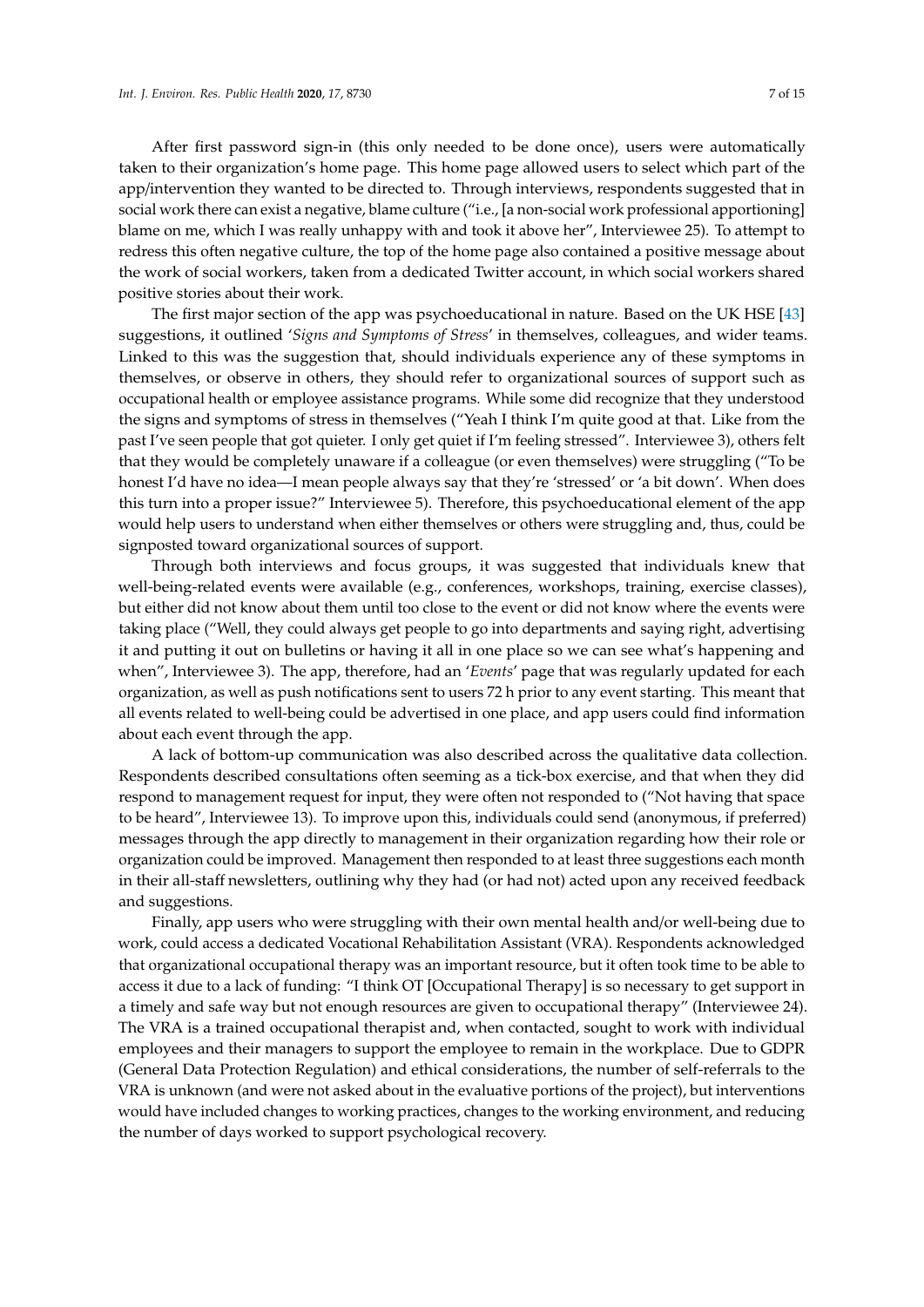After first password sign-in (this only needed to be done once), users were automatically taken to their organization's home page. This home page allowed users to select which part of the app/intervention they wanted to be directed to. Through interviews, respondents suggested that in social work there can exist a negative, blame culture ("i.e., [a non-social work professional apportioning] blame on me, which I was really unhappy with and took it above her", Interviewee 25). To attempt to redress this often negative culture, the top of the home page also contained a positive message about the work of social workers, taken from a dedicated Twitter account, in which social workers shared positive stories about their work.

The first major section of the app was psychoeducational in nature. Based on the UK HSE [43] suggestions, it outlined '*Signs and Symptoms of Stress*' in themselves, colleagues, and wider teams. Linked to this was the suggestion that, should individuals experience any of these symptoms in themselves, or observe in others, they should refer to organizational sources of support such as occupational health or employee assistance programs. While some did recognize that they understood the signs and symptoms of stress in themselves ("Yeah I think I'm quite good at that. Like from the past I've seen people that got quieter. I only get quiet if I'm feeling stressed". Interviewee 3), others felt that they would be completely unaware if a colleague (or even themselves) were struggling ("To be honest I'd have no idea—I mean people always say that they're 'stressed' or 'a bit down'. When does this turn into a proper issue?" Interviewee 5). Therefore, this psychoeducational element of the app would help users to understand when either themselves or others were struggling and, thus, could be signposted toward organizational sources of support.

Through both interviews and focus groups, it was suggested that individuals knew that well-being-related events were available (e.g., conferences, workshops, training, exercise classes), but either did not know about them until too close to the event or did not know where the events were taking place ("Well, they could always get people to go into departments and saying right, advertising it and putting it out on bulletins or having it all in one place so we can see what's happening and when", Interviewee 3). The app, therefore, had an '*Events*' page that was regularly updated for each organization, as well as push notifications sent to users 72 h prior to any event starting. This meant that all events related to well-being could be advertised in one place, and app users could find information about each event through the app.

A lack of bottom-up communication was also described across the qualitative data collection. Respondents described consultations often seeming as a tick-box exercise, and that when they did respond to management request for input, they were often not responded to ("Not having that space to be heard", Interviewee 13). To improve upon this, individuals could send (anonymous, if preferred) messages through the app directly to management in their organization regarding how their role or organization could be improved. Management then responded to at least three suggestions each month in their all-staff newsletters, outlining why they had (or had not) acted upon any received feedback and suggestions.

Finally, app users who were struggling with their own mental health and/or well-being due to work, could access a dedicated Vocational Rehabilitation Assistant (VRA). Respondents acknowledged that organizational occupational therapy was an important resource, but it often took time to be able to access it due to a lack of funding: "I think OT [Occupational Therapy] is so necessary to get support in a timely and safe way but not enough resources are given to occupational therapy" (Interviewee 24). The VRA is a trained occupational therapist and, when contacted, sought to work with individual employees and their managers to support the employee to remain in the workplace. Due to GDPR (General Data Protection Regulation) and ethical considerations, the number of self-referrals to the VRA is unknown (and were not asked about in the evaluative portions of the project), but interventions would have included changes to working practices, changes to the working environment, and reducing the number of days worked to support psychological recovery.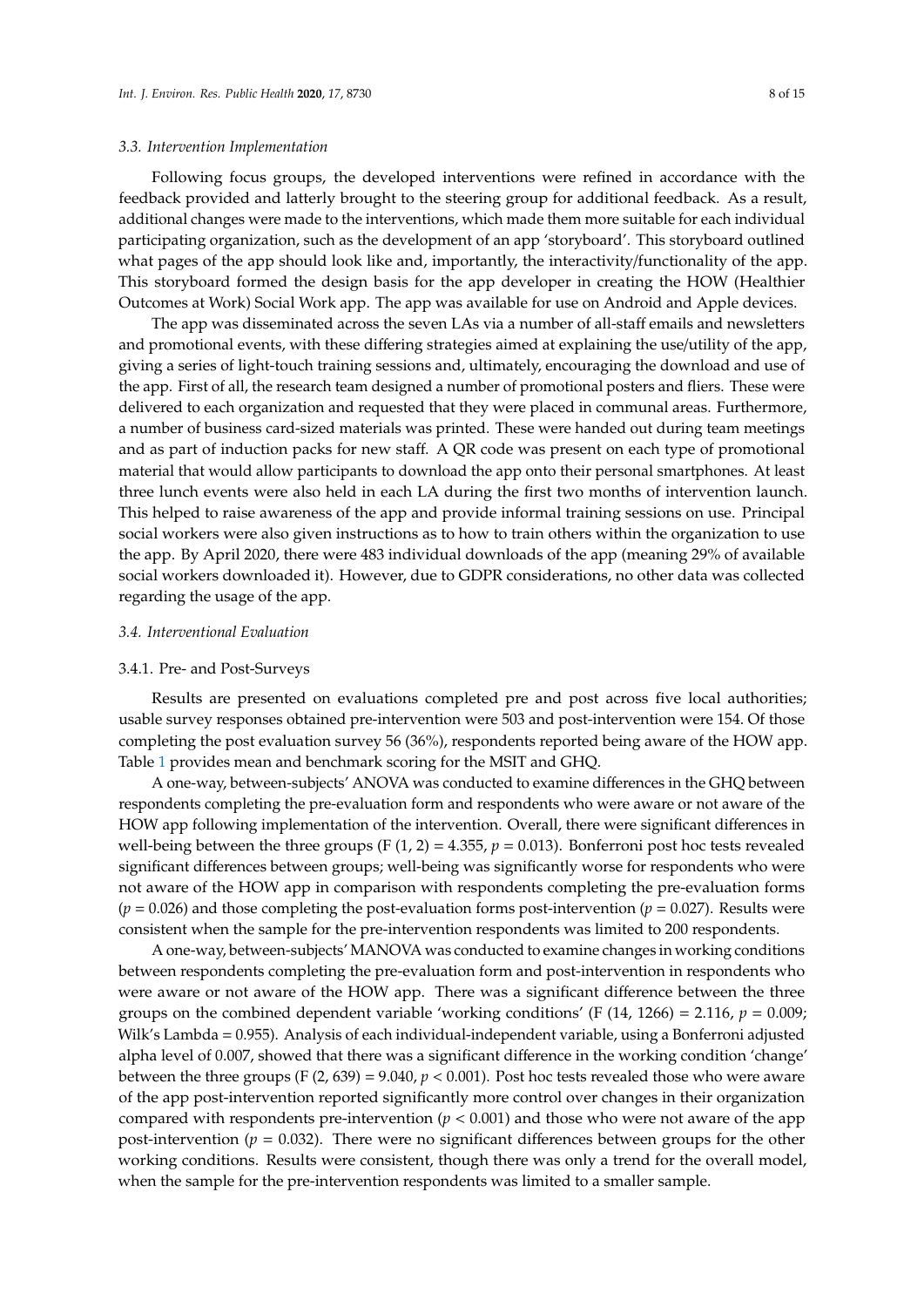### 3.3. Intervention Implementation

Following focus groups, the developed interventions were refined in accordance with the feedback provided and latterly brought to the steering group for additional feedback. As a result, additional changes were made to the interventions, which made them more suitable for each individual participating organization, such as the development of an app 'storyboard'. This storyboard outlined what pages of the app should look like and, importantly, the interactivity/functionality of the app. This storyboard formed the design basis for the app developer in creating the HOW (Healthier Outcomes at Work) Social Work app. The app was available for use on Android and Apple devices.

The app was disseminated across the seven LAs via a number of all-staff emails and newsletters and promotional events, with these differing strategies aimed at explaining the use/utility of the app, giving a series of light-touch training sessions and, ultimately, encouraging the download and use of the app. First of all, the research team designed a number of promotional posters and fliers. These were delivered to each organization and requested that they were placed in communal areas. Furthermore, a number of business card-sized materials was printed. These were handed out during team meetings and as part of induction packs for new staff. A QR code was present on each type of promotional material that would allow participants to download the app onto their personal smartphones. At least three lunch events were also held in each LA during the first two months of intervention launch. This helped to raise awareness of the app and provide informal training sessions on use. Principal social workers were also given instructions as to how to train others within the organization to use the app. By April 2020, there were 483 individual downloads of the app (meaning 29% of available social workers downloaded it). However, due to GDPR considerations, no other data was collected regarding the usage of the app.

### 3.4. Interventional Evaluation

#### 3.4.1. Pre- and Post-Surveys

Results are presented on evaluations completed pre and post across five local authorities; usable survey responses obtained pre-intervention were 503 and post-intervention were 154. Of those completing the post evaluation survey 56 (36%), respondents reported being aware of the HOW app. Table 1 provides mean and benchmark scoring for the MSIT and GHQ.

A one-way, between-subjects' ANOVA was conducted to examine differences in the GHQ between respondents completing the pre-evaluation form and respondents who were aware or not aware of the HOW app following implementation of the intervention. Overall, there were significant differences in well-being between the three groups ($F(1, 2) = 4.355$, $p = 0.013$). Bonferroni post hoc tests revealed significant differences between groups; well-being was significantly worse for respondents who were not aware of the HOW app in comparison with respondents completing the pre-evaluation forms ($p = 0.026$) and those completing the post-evaluation forms post-intervention ($p = 0.027$). Results were consistent when the sample for the pre-intervention respondents was limited to 200 respondents.

A one-way, between-subjects' MANOVA was conducted to examine changes in working conditions between respondents completing the pre-evaluation form and post-intervention in respondents who were aware or not aware of the HOW app. There was a significant difference between the three groups on the combined dependent variable 'working conditions' ($F(14, 1266) = 2.116$, $p = 0.009$; Wilk's Lambda = 0.955). Analysis of each individual-independent variable, using a Bonferroni adjusted alpha level of 0.007, showed that there was a significant difference in the working condition 'change' between the three groups ($F(2, 639) = 9.040$, $p < 0.001$). Post hoc tests revealed those who were aware of the app post-intervention reported significantly more control over changes in their organization compared with respondents pre-intervention ($p < 0.001$) and those who were not aware of the app post-intervention ($p = 0.032$). There were no significant differences between groups for the other working conditions. Results were consistent, though there was only a trend for the overall model, when the sample for the pre-intervention respondents was limited to a smaller sample.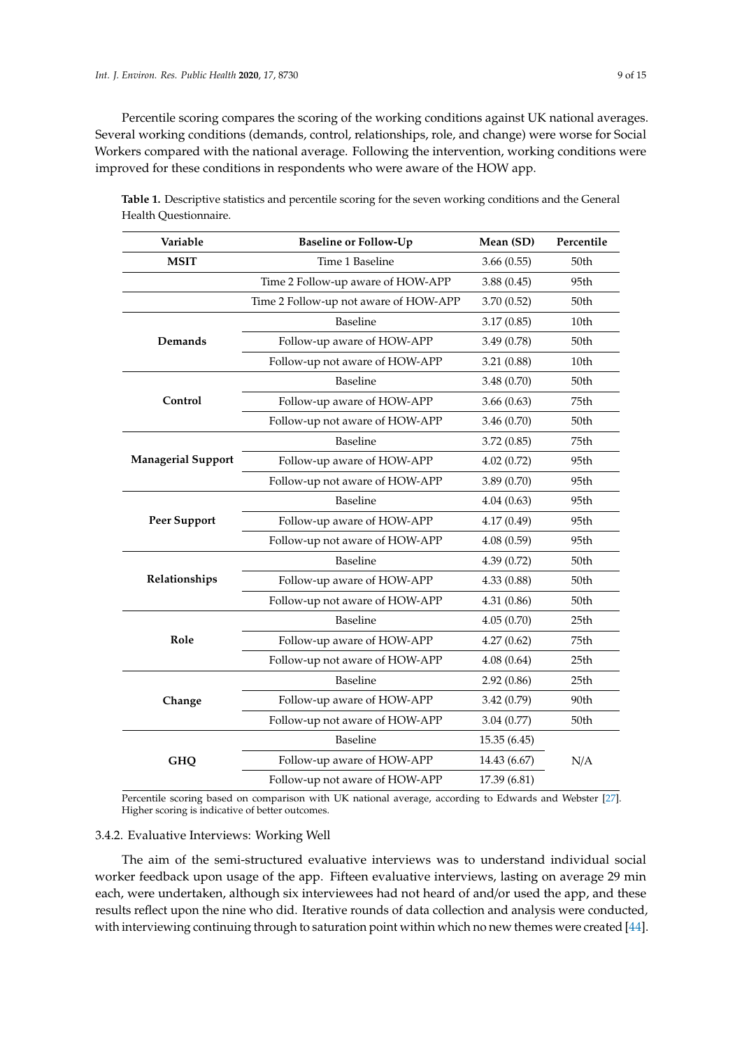Percentile scoring compares the scoring of the working conditions against UK national averages. Several working conditions (demands, control, relationships, role, and change) were worse for Social Workers compared with the national average. Following the intervention, working conditions were improved for these conditions in respondents who were aware of the HOW app.

**Table 1.** Descriptive statistics and percentile scoring for the seven working conditions and the General Health Questionnaire.

| Variable | Baseline or Follow-Up | Mean (SD) | Percentile |
|---|---|---|---|
| **MSIT** | Time 1 Baseline | 3.66 (0.55) | 50th |
| | Time 2 Follow-up aware of HOW-APP | 3.88 (0.45) | 95th |
| | Time 2 Follow-up not aware of HOW-APP | 3.70 (0.52) | 50th |
| **Demands** | Baseline | 3.17 (0.85) | 10th |
| | Follow-up aware of HOW-APP | 3.49 (0.78) | 50th |
| | Follow-up not aware of HOW-APP | 3.21 (0.88) | 10th |
| **Control** | Baseline | 3.48 (0.70) | 50th |
| | Follow-up aware of HOW-APP | 3.66 (0.63) | 75th |
| | Follow-up not aware of HOW-APP | 3.46 (0.70) | 50th |
| **Managerial Support** | Baseline | 3.72 (0.85) | 75th |
| | Follow-up aware of HOW-APP | 4.02 (0.72) | 95th |
| | Follow-up not aware of HOW-APP | 3.89 (0.70) | 95th |
| **Peer Support** | Baseline | 4.04 (0.63) | 95th |
| | Follow-up aware of HOW-APP | 4.17 (0.49) | 95th |
| | Follow-up not aware of HOW-APP | 4.08 (0.59) | 95th |
| **Relationships** | Baseline | 4.39 (0.72) | 50th |
| | Follow-up aware of HOW-APP | 4.33 (0.88) | 50th |
| | Follow-up not aware of HOW-APP | 4.31 (0.86) | 50th |
| **Role** | Baseline | 4.05 (0.70) | 25th |
| | Follow-up aware of HOW-APP | 4.27 (0.62) | 75th |
| | Follow-up not aware of HOW-APP | 4.08 (0.64) | 25th |
| **Change** | Baseline | 2.92 (0.86) | 25th |
| | Follow-up aware of HOW-APP | 3.42 (0.79) | 90th |
| | Follow-up not aware of HOW-APP | 3.04 (0.77) | 50th |
| **GHQ** | Baseline | 15.35 (6.45) | N/A |
| | Follow-up aware of HOW-APP | 14.43 (6.67) | |
| | Follow-up not aware of HOW-APP | 17.39 (6.81) | |

Percentile scoring based on comparison with UK national average, according to Edwards and Webster [27]. Higher scoring is indicative of better outcomes.

### 3.4.2. Evaluative Interviews: Working Well

The aim of the semi-structured evaluative interviews was to understand individual social worker feedback upon usage of the app. Fifteen evaluative interviews, lasting on average 29 min each, were undertaken, although six interviewees had not heard of and/or used the app, and these results reflect upon the nine who did. Iterative rounds of data collection and analysis were conducted, with interviewing continuing through to saturation point within which no new themes were created [44].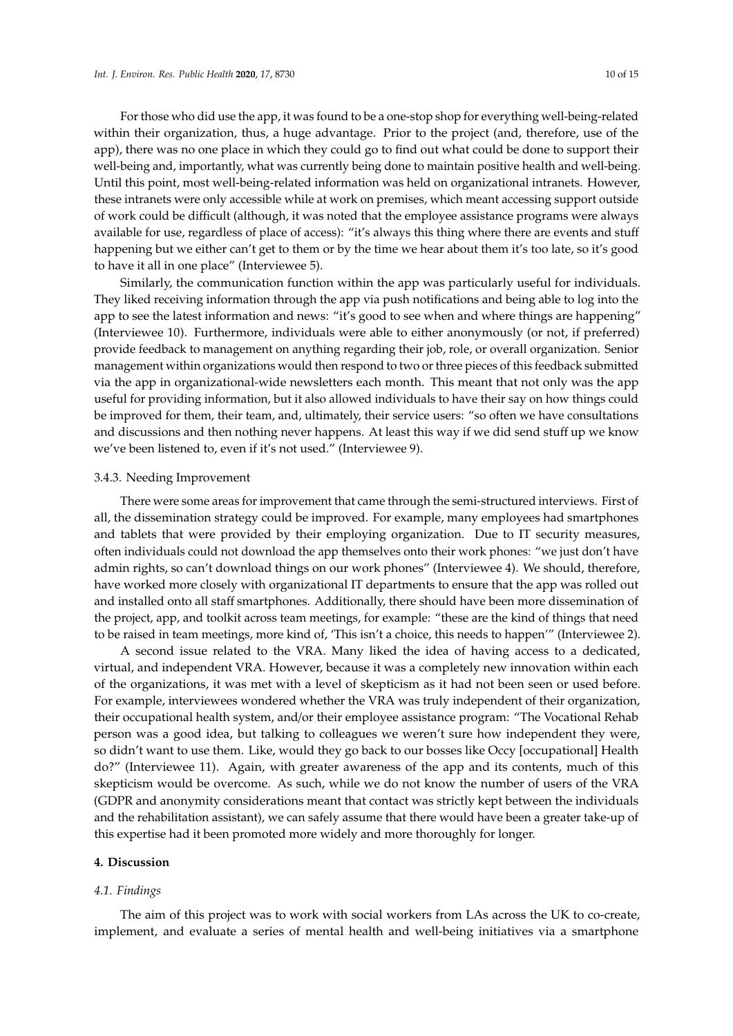For those who did use the app, it was found to be a one-stop shop for everything well-being-related within their organization, thus, a huge advantage. Prior to the project (and, therefore, use of the app), there was no one place in which they could go to find out what could be done to support their well-being and, importantly, what was currently being done to maintain positive health and well-being. Until this point, most well-being-related information was held on organizational intranets. However, these intranets were only accessible while at work on premises, which meant accessing support outside of work could be difficult (although, it was noted that the employee assistance programs were always available for use, regardless of place of access): "it's always this thing where there are events and stuff happening but we either can't get to them or by the time we hear about them it's too late, so it's good to have it all in one place" (Interviewee 5).

Similarly, the communication function within the app was particularly useful for individuals. They liked receiving information through the app via push notifications and being able to log into the app to see the latest information and news: "it's good to see when and where things are happening" (Interviewee 10). Furthermore, individuals were able to either anonymously (or not, if preferred) provide feedback to management on anything regarding their job, role, or overall organization. Senior management within organizations would then respond to two or three pieces of this feedback submitted via the app in organizational-wide newsletters each month. This meant that not only was the app useful for providing information, but it also allowed individuals to have their say on how things could be improved for them, their team, and, ultimately, their service users: "so often we have consultations and discussions and then nothing never happens. At least this way if we did send stuff up we know we've been listened to, even if it's not used." (Interviewee 9).

#### 3.4.3. Needing Improvement

There were some areas for improvement that came through the semi-structured interviews. First of all, the dissemination strategy could be improved. For example, many employees had smartphones and tablets that were provided by their employing organization. Due to IT security measures, often individuals could not download the app themselves onto their work phones: "we just don't have admin rights, so can't download things on our work phones" (Interviewee 4). We should, therefore, have worked more closely with organizational IT departments to ensure that the app was rolled out and installed onto all staff smartphones. Additionally, there should have been more dissemination of the project, app, and toolkit across team meetings, for example: "these are the kind of things that need to be raised in team meetings, more kind of, 'This isn't a choice, this needs to happen'" (Interviewee 2).

A second issue related to the VRA. Many liked the idea of having access to a dedicated, virtual, and independent VRA. However, because it was a completely new innovation within each of the organizations, it was met with a level of skepticism as it had not been seen or used before. For example, interviewees wondered whether the VRA was truly independent of their organization, their occupational health system, and/or their employee assistance program: "The Vocational Rehab person was a good idea, but talking to colleagues we weren't sure how independent they were, so didn't want to use them. Like, would they go back to our bosses like Occy [occupational] Health do?" (Interviewee 11). Again, with greater awareness of the app and its contents, much of this skepticism would be overcome. As such, while we do not know the number of users of the VRA (GDPR and anonymity considerations meant that contact was strictly kept between the individuals and the rehabilitation assistant), we can safely assume that there would have been a greater take-up of this expertise had it been promoted more widely and more thoroughly for longer.

## 4. Discussion

### 4.1. Findings

The aim of this project was to work with social workers from LAs across the UK to co-create, implement, and evaluate a series of mental health and well-being initiatives via a smartphone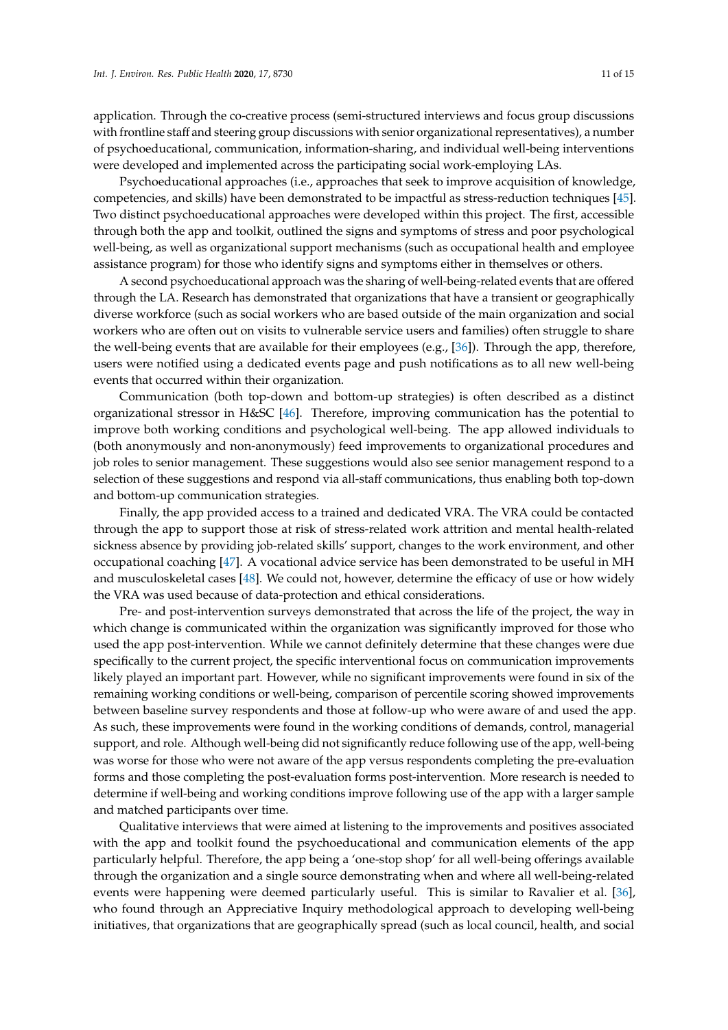application. Through the co-creative process (semi-structured interviews and focus group discussions with frontline staff and steering group discussions with senior organizational representatives), a number of psychoeducational, communication, information-sharing, and individual well-being interventions were developed and implemented across the participating social work-employing LAs.

Psychoeducational approaches (i.e., approaches that seek to improve acquisition of knowledge, competencies, and skills) have been demonstrated to be impactful as stress-reduction techniques [45]. Two distinct psychoeducational approaches were developed within this project. The first, accessible through both the app and toolkit, outlined the signs and symptoms of stress and poor psychological well-being, as well as organizational support mechanisms (such as occupational health and employee assistance program) for those who identify signs and symptoms either in themselves or others.

A second psychoeducational approach was the sharing of well-being-related events that are offered through the LA. Research has demonstrated that organizations that have a transient or geographically diverse workforce (such as social workers who are based outside of the main organization and social workers who are often out on visits to vulnerable service users and families) often struggle to share the well-being events that are available for their employees (e.g., [36]). Through the app, therefore, users were notified using a dedicated events page and push notifications as to all new well-being events that occurred within their organization.

Communication (both top-down and bottom-up strategies) is often described as a distinct organizational stressor in H&SC [46]. Therefore, improving communication has the potential to improve both working conditions and psychological well-being. The app allowed individuals to (both anonymously and non-anonymously) feed improvements to organizational procedures and job roles to senior management. These suggestions would also see senior management respond to a selection of these suggestions and respond via all-staff communications, thus enabling both top-down and bottom-up communication strategies.

Finally, the app provided access to a trained and dedicated VRA. The VRA could be contacted through the app to support those at risk of stress-related work attrition and mental health-related sickness absence by providing job-related skills' support, changes to the work environment, and other occupational coaching [47]. A vocational advice service has been demonstrated to be useful in MH and musculoskeletal cases [48]. We could not, however, determine the efficacy of use or how widely the VRA was used because of data-protection and ethical considerations.

Pre- and post-intervention surveys demonstrated that across the life of the project, the way in which change is communicated within the organization was significantly improved for those who used the app post-intervention. While we cannot definitely determine that these changes were due specifically to the current project, the specific interventional focus on communication improvements likely played an important part. However, while no significant improvements were found in six of the remaining working conditions or well-being, comparison of percentile scoring showed improvements between baseline survey respondents and those at follow-up who were aware of and used the app. As such, these improvements were found in the working conditions of demands, control, managerial support, and role. Although well-being did not significantly reduce following use of the app, well-being was worse for those who were not aware of the app versus respondents completing the pre-evaluation forms and those completing the post-evaluation forms post-intervention. More research is needed to determine if well-being and working conditions improve following use of the app with a larger sample and matched participants over time.

Qualitative interviews that were aimed at listening to the improvements and positives associated with the app and toolkit found the psychoeducational and communication elements of the app particularly helpful. Therefore, the app being a 'one-stop shop' for all well-being offerings available through the organization and a single source demonstrating when and where all well-being-related events were happening were deemed particularly useful. This is similar to Ravalier et al. [36], who found through an Appreciative Inquiry methodological approach to developing well-being initiatives, that organizations that are geographically spread (such as local council, health, and social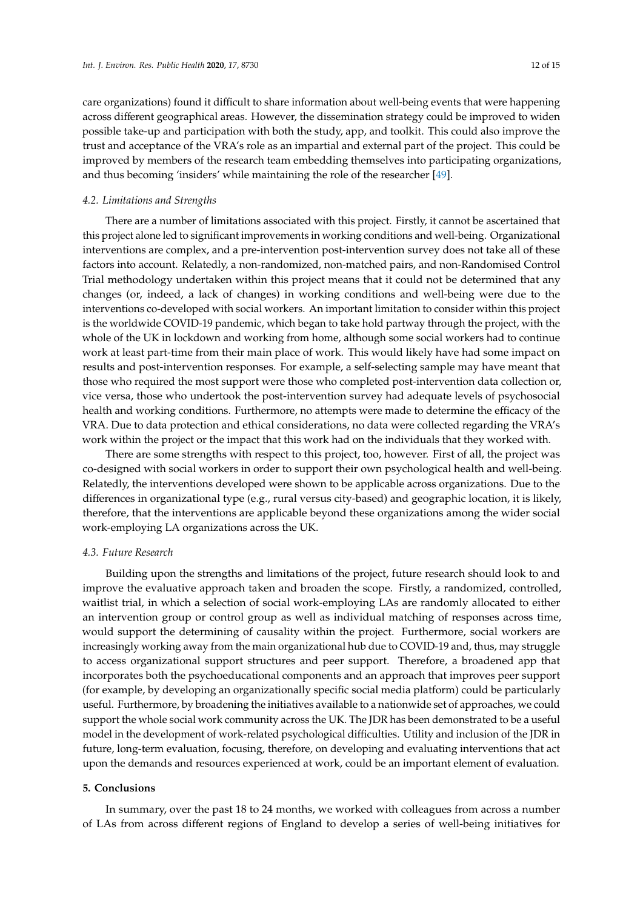care organizations) found it difficult to share information about well-being events that were happening across different geographical areas. However, the dissemination strategy could be improved to widen possible take-up and participation with both the study, app, and toolkit. This could also improve the trust and acceptance of the VRA's role as an impartial and external part of the project. This could be improved by members of the research team embedding themselves into participating organizations, and thus becoming 'insiders' while maintaining the role of the researcher [49].

### *4.2. Limitations and Strengths*

There are a number of limitations associated with this project. Firstly, it cannot be ascertained that this project alone led to significant improvements in working conditions and well-being. Organizational interventions are complex, and a pre-intervention post-intervention survey does not take all of these factors into account. Relatedly, a non-randomized, non-matched pairs, and non-Randomised Control Trial methodology undertaken within this project means that it could not be determined that any changes (or, indeed, a lack of changes) in working conditions and well-being were due to the interventions co-developed with social workers. An important limitation to consider within this project is the worldwide COVID-19 pandemic, which began to take hold partway through the project, with the whole of the UK in lockdown and working from home, although some social workers had to continue work at least part-time from their main place of work. This would likely have had some impact on results and post-intervention responses. For example, a self-selecting sample may have meant that those who required the most support were those who completed post-intervention data collection or, vice versa, those who undertook the post-intervention survey had adequate levels of psychosocial health and working conditions. Furthermore, no attempts were made to determine the efficacy of the VRA. Due to data protection and ethical considerations, no data were collected regarding the VRA's work within the project or the impact that this work had on the individuals that they worked with.

There are some strengths with respect to this project, too, however. First of all, the project was co-designed with social workers in order to support their own psychological health and well-being. Relatedly, the interventions developed were shown to be applicable across organizations. Due to the differences in organizational type (e.g., rural versus city-based) and geographic location, it is likely, therefore, that the interventions are applicable beyond these organizations among the wider social work-employing LA organizations across the UK.

### *4.3. Future Research*

Building upon the strengths and limitations of the project, future research should look to and improve the evaluative approach taken and broaden the scope. Firstly, a randomized, controlled, waitlist trial, in which a selection of social work-employing LAs are randomly allocated to either an intervention group or control group as well as individual matching of responses across time, would support the determining of causality within the project. Furthermore, social workers are increasingly working away from the main organizational hub due to COVID-19 and, thus, may struggle to access organizational support structures and peer support. Therefore, a broadened app that incorporates both the psychoeducational components and an approach that improves peer support (for example, by developing an organizationally specific social media platform) could be particularly useful. Furthermore, by broadening the initiatives available to a nationwide set of approaches, we could support the whole social work community across the UK. The JDR has been demonstrated to be a useful model in the development of work-related psychological difficulties. Utility and inclusion of the JDR in future, long-term evaluation, focusing, therefore, on developing and evaluating interventions that act upon the demands and resources experienced at work, could be an important element of evaluation.

## **5. Conclusions**

In summary, over the past 18 to 24 months, we worked with colleagues from across a number of LAs from across different regions of England to develop a series of well-being initiatives for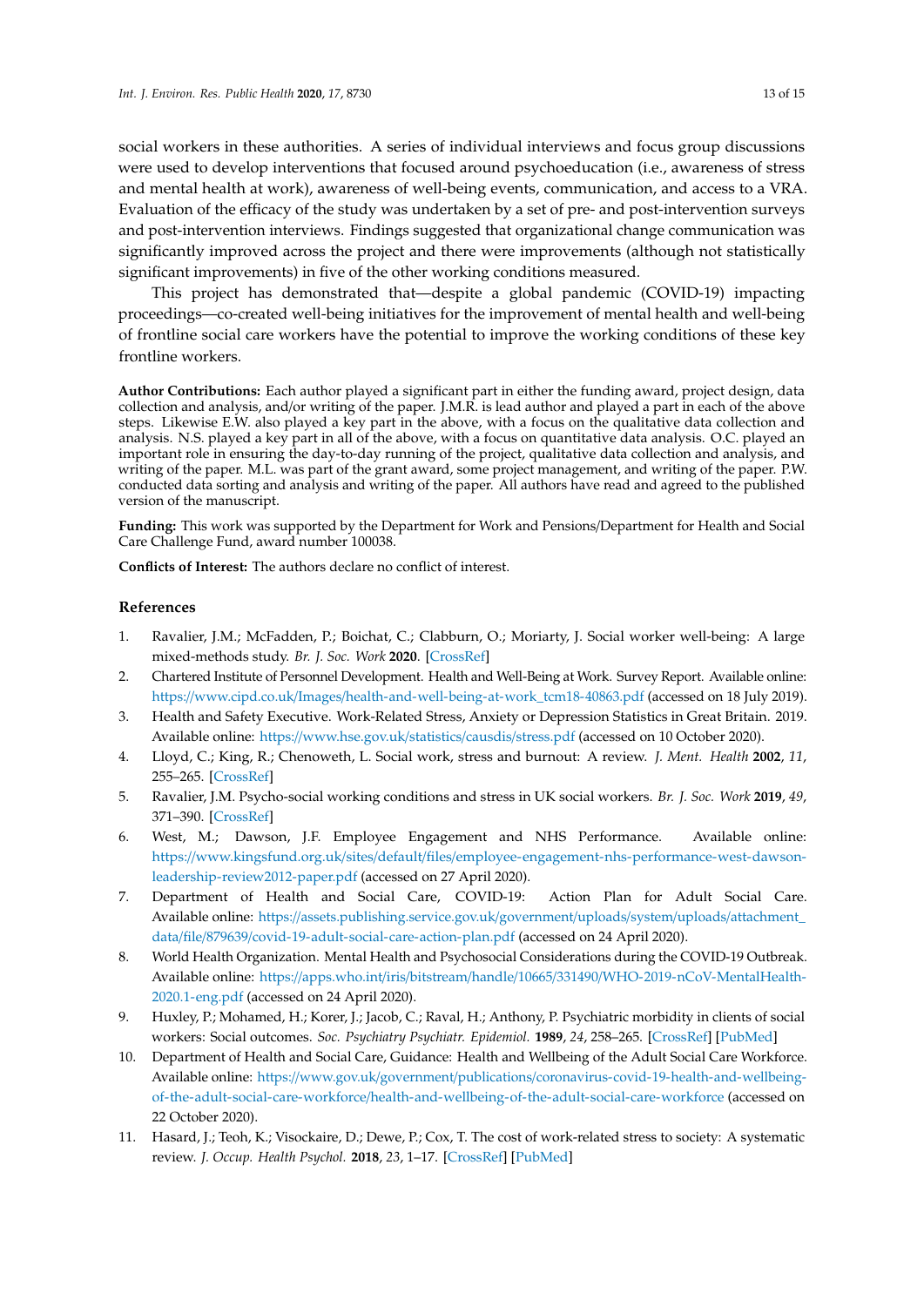social workers in these authorities. A series of individual interviews and focus group discussions were used to develop interventions that focused around psychoeducation (i.e., awareness of stress and mental health at work), awareness of well-being events, communication, and access to a VRA. Evaluation of the efficacy of the study was undertaken by a set of pre- and post-intervention surveys and post-intervention interviews. Findings suggested that organizational change communication was significantly improved across the project and there were improvements (although not statistically significant improvements) in five of the other working conditions measured.

This project has demonstrated that—despite a global pandemic (COVID-19) impacting proceedings—co-created well-being initiatives for the improvement of mental health and well-being of frontline social care workers have the potential to improve the working conditions of these key frontline workers.

**Author Contributions:** Each author played a significant part in either the funding award, project design, data collection and analysis, and/or writing of the paper. J.M.R. is lead author and played a part in each of the above steps. Likewise E.W. also played a key part in the above, with a focus on the qualitative data collection and analysis. N.S. played a key part in all of the above, with a focus on quantitative data analysis. O.C. played an important role in ensuring the day-to-day running of the project, qualitative data collection and analysis, and writing of the paper. M.L. was part of the grant award, some project management, and writing of the paper. P.W. conducted data sorting and analysis and writing of the paper. All authors have read and agreed to the published version of the manuscript.

**Funding:** This work was supported by the Department for Work and Pensions/Department for Health and Social Care Challenge Fund, award number 100038.

**Conflicts of Interest:** The authors declare no conflict of interest.

## References

1. Ravalier, J.M.; McFadden, P.; Boichat, C.; Clabburn, O.; Moriarty, J. Social worker well-being: A large mixed-methods study. *Br. J. Soc. Work* **2020**. [CrossRef]
2. Chartered Institute of Personnel Development. Health and Well-Being at Work. Survey Report. Available online: https://www.cipd.co.uk/Images/health-and-well-being-at-work_tcm18-40863.pdf (accessed on 18 July 2019).
3. Health and Safety Executive. Work-Related Stress, Anxiety or Depression Statistics in Great Britain. 2019. Available online: https://www.hse.gov.uk/statistics/causdis/stress.pdf (accessed on 10 October 2020).
4. Lloyd, C.; King, R.; Chenoweth, L. Social work, stress and burnout: A review. *J. Ment. Health* **2002**, *11*, 255–265. [CrossRef]
5. Ravalier, J.M. Psycho-social working conditions and stress in UK social workers. *Br. J. Soc. Work* **2019**, *49*, 371–390. [CrossRef]
6. West, M.; Dawson, J.F. Employee Engagement and NHS Performance. Available online: https://www.kingsfund.org.uk/sites/default/files/employee-engagement-nhs-performance-west-dawson-leadership-review2012-paper.pdf (accessed on 27 April 2020).
7. Department of Health and Social Care, COVID-19: Action Plan for Adult Social Care. Available online: https://assets.publishing.service.gov.uk/government/uploads/system/uploads/attachment_data/file/879639/covid-19-adult-social-care-action-plan.pdf (accessed on 24 April 2020).
8. World Health Organization. Mental Health and Psychosocial Considerations during the COVID-19 Outbreak. Available online: https://apps.who.int/iris/bitstream/handle/10665/331490/WHO-2019-nCoV-MentalHealth-2020.1-eng.pdf (accessed on 24 April 2020).
9. Huxley, P.; Mohamed, H.; Korer, J.; Jacob, C.; Raval, H.; Anthony, P. Psychiatric morbidity in clients of social workers: Social outcomes. *Soc. Psychiatry Psychiatr. Epidemiol.* **1989**, *24*, 258–265. [CrossRef] [PubMed]
10. Department of Health and Social Care, Guidance: Health and Wellbeing of the Adult Social Care Workforce. Available online: https://www.gov.uk/government/publications/coronavirus-covid-19-health-and-wellbeing-of-the-adult-social-care-workforce/health-and-wellbeing-of-the-adult-social-care-workforce (accessed on 22 October 2020).
11. Hasard, J.; Teoh, K.; Visockaire, D.; Dewe, P.; Cox, T. The cost of work-related stress to society: A systematic review. *J. Occup. Health Psychol.* **2018**, *23*, 1–17. [CrossRef] [PubMed]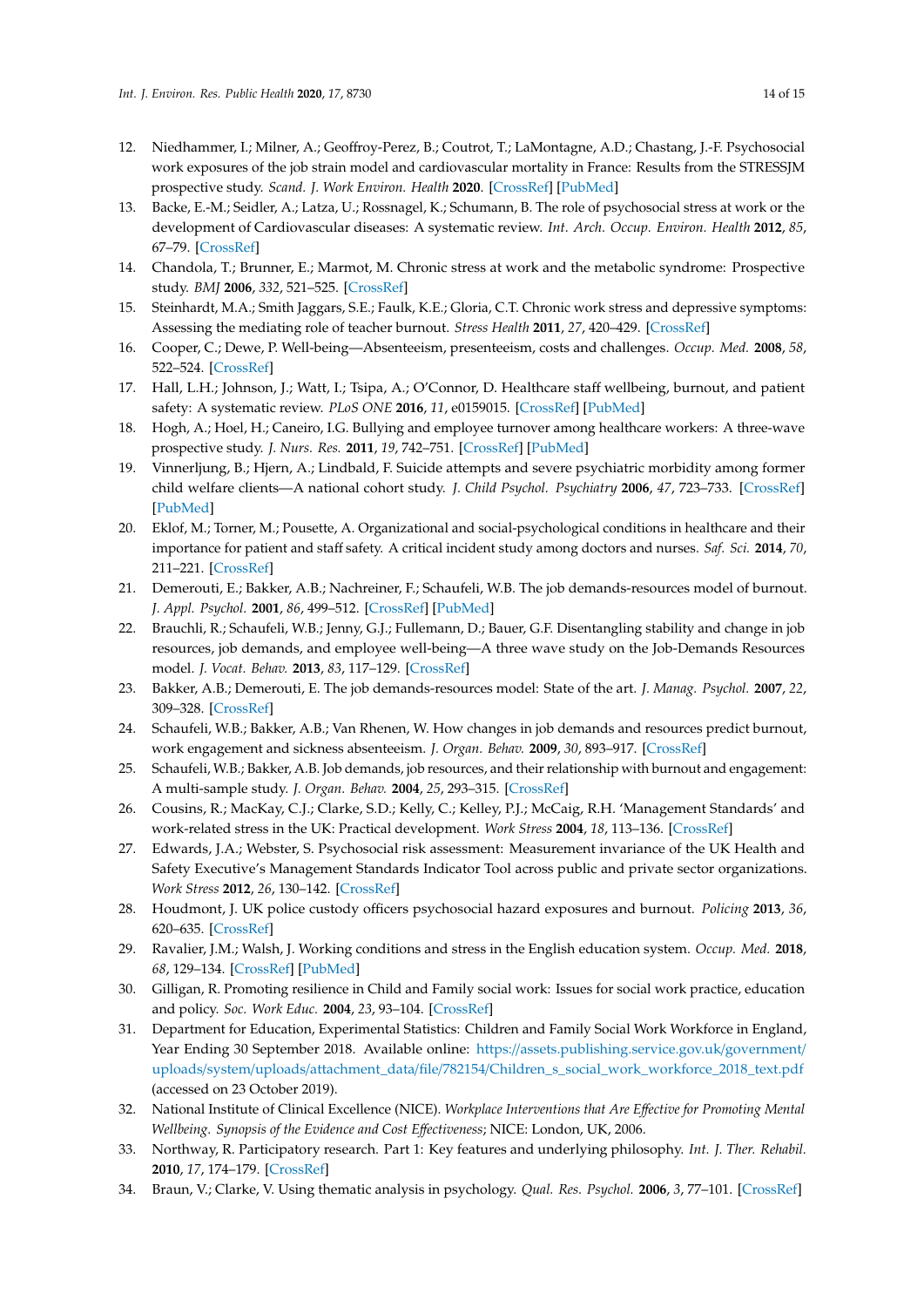12. Niedhammer, I.; Milner, A.; Geoffroy-Perez, B.; Coutrot, T.; LaMontagne, A.D.; Chastang, J.-F. Psychosocial work exposures of the job strain model and cardiovascular mortality in France: Results from the STRESSJM prospective study. *Scand. J. Work Environ. Health* **2020**. [CrossRef] [PubMed]
13. Backe, E.-M.; Seidler, A.; Latza, U.; Rossnagel, K.; Schumann, B. The role of psychosocial stress at work or the development of Cardiovascular diseases: A systematic review. *Int. Arch. Occup. Environ. Health* **2012**, *85*, 67–79. [CrossRef]
14. Chandola, T.; Brunner, E.; Marmot, M. Chronic stress at work and the metabolic syndrome: Prospective study. *BMJ* **2006**, *332*, 521–525. [CrossRef]
15. Steinhardt, M.A.; Smith Jaggars, S.E.; Faulk, K.E.; Gloria, C.T. Chronic work stress and depressive symptoms: Assessing the mediating role of teacher burnout. *Stress Health* **2011**, *27*, 420–429. [CrossRef]
16. Cooper, C.; Dewe, P. Well-being—Absenteeism, presenteeism, costs and challenges. *Occup. Med.* **2008**, *58*, 522–524. [CrossRef]
17. Hall, L.H.; Johnson, J.; Watt, I.; Tsipa, A.; O'Connor, D. Healthcare staff wellbeing, burnout, and patient safety: A systematic review. *PLoS ONE* **2016**, *11*, e0159015. [CrossRef] [PubMed]
18. Hogh, A.; Hoel, H.; Caneiro, I.G. Bullying and employee turnover among healthcare workers: A three-wave prospective study. *J. Nurs. Res.* **2011**, *19*, 742–751. [CrossRef] [PubMed]
19. Vinnerljung, B.; Hjern, A.; Lindbald, F. Suicide attempts and severe psychiatric morbidity among former child welfare clients—A national cohort study. *J. Child Psychol. Psychiatry* **2006**, *47*, 723–733. [CrossRef] [PubMed]
20. Eklof, M.; Torner, M.; Pousette, A. Organizational and social-psychological conditions in healthcare and their importance for patient and staff safety. A critical incident study among doctors and nurses. *Saf. Sci.* **2014**, *70*, 211–221. [CrossRef]
21. Demerouti, E.; Bakker, A.B.; Nachreiner, F.; Schaufeli, W.B. The job demands-resources model of burnout. *J. Appl. Psychol.* **2001**, *86*, 499–512. [CrossRef] [PubMed]
22. Brauchli, R.; Schaufeli, W.B.; Jenny, G.J.; Fullemann, D.; Bauer, G.F. Disentangling stability and change in job resources, job demands, and employee well-being—A three wave study on the Job-Demands Resources model. *J. Vocat. Behav.* **2013**, *83*, 117–129. [CrossRef]
23. Bakker, A.B.; Demerouti, E. The job demands-resources model: State of the art. *J. Manag. Psychol.* **2007**, *22*, 309–328. [CrossRef]
24. Schaufeli, W.B.; Bakker, A.B.; Van Rhenen, W. How changes in job demands and resources predict burnout, work engagement and sickness absenteeism. *J. Organ. Behav.* **2009**, *30*, 893–917. [CrossRef]
25. Schaufeli, W.B.; Bakker, A.B. Job demands, job resources, and their relationship with burnout and engagement: A multi-sample study. *J. Organ. Behav.* **2004**, *25*, 293–315. [CrossRef]
26. Cousins, R.; MacKay, C.J.; Clarke, S.D.; Kelly, C.; Kelley, P.J.; McCaig, R.H. 'Management Standards' and work-related stress in the UK: Practical development. *Work Stress* **2004**, *18*, 113–136. [CrossRef]
27. Edwards, J.A.; Webster, S. Psychosocial risk assessment: Measurement invariance of the UK Health and Safety Executive's Management Standards Indicator Tool across public and private sector organizations. *Work Stress* **2012**, *26*, 130–142. [CrossRef]
28. Houdmont, J. UK police custody officers psychosocial hazard exposures and burnout. *Policing* **2013**, *36*, 620–635. [CrossRef]
29. Ravalier, J.M.; Walsh, J. Working conditions and stress in the English education system. *Occup. Med.* **2018**, *68*, 129–134. [CrossRef] [PubMed]
30. Gilligan, R. Promoting resilience in Child and Family social work: Issues for social work practice, education and policy. *Soc. Work Educ.* **2004**, *23*, 93–104. [CrossRef]
31. Department for Education, Experimental Statistics: Children and Family Social Work Workforce in England, Year Ending 30 September 2018. Available online: https://assets.publishing.service.gov.uk/government/uploads/system/uploads/attachment_data/file/782154/Children_s_social_work_workforce_2018_text.pdf (accessed on 23 October 2019).
32. National Institute of Clinical Excellence (NICE). *Workplace Interventions that Are Effective for Promoting Mental Wellbeing. Synopsis of the Evidence and Cost Effectiveness*; NICE: London, UK, 2006.
33. Northway, R. Participatory research. Part 1: Key features and underlying philosophy. *Int. J. Ther. Rehabil.* **2010**, *17*, 174–179. [CrossRef]
34. Braun, V.; Clarke, V. Using thematic analysis in psychology. *Qual. Res. Psychol.* **2006**, *3*, 77–101. [CrossRef]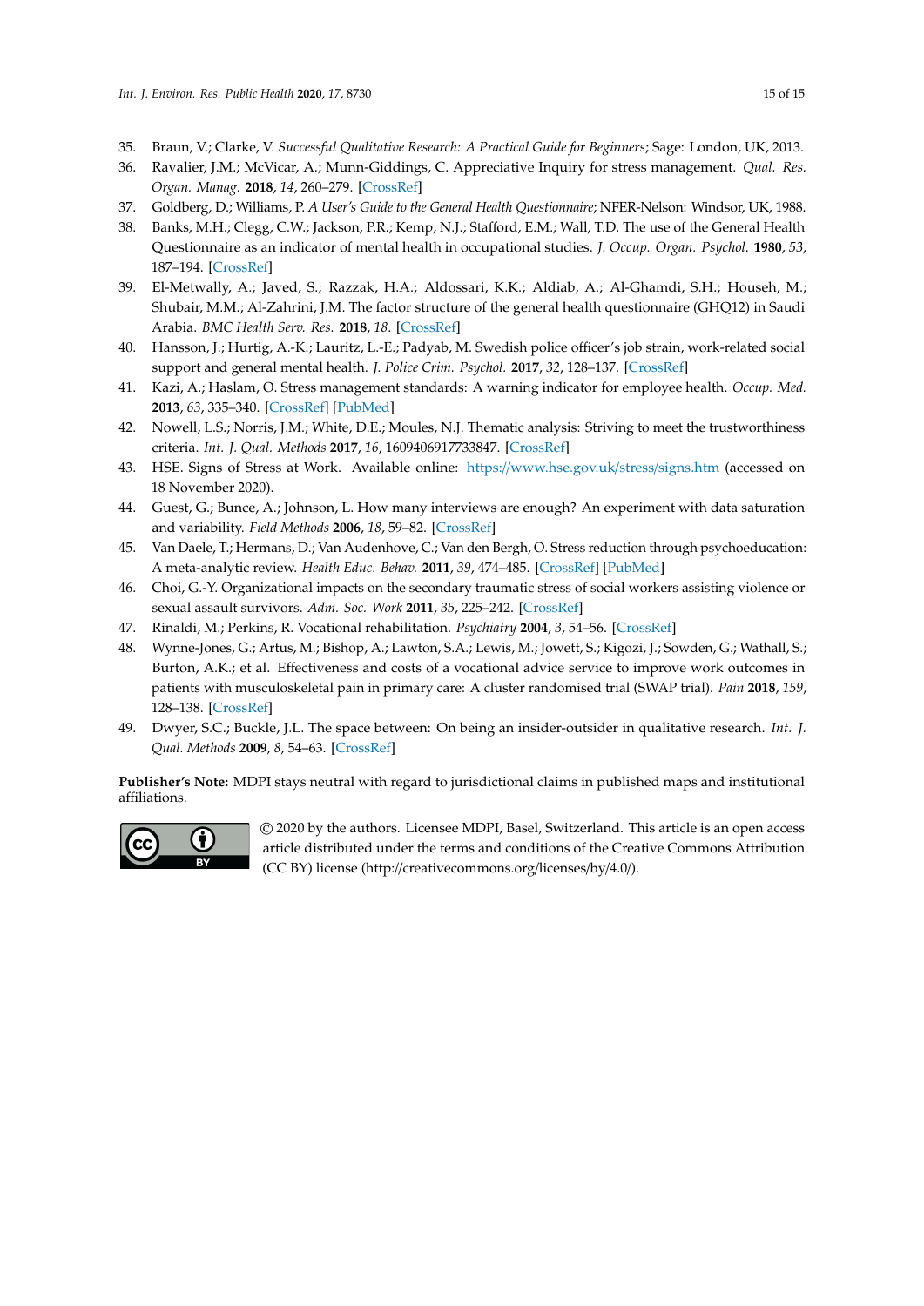35. Braun, V.; Clarke, V. *Successful Qualitative Research: A Practical Guide for Beginners*; Sage: London, UK, 2013.
36. Ravalier, J.M.; McVicar, A.; Munn-Giddings, C. Appreciative Inquiry for stress management. *Qual. Res. Organ. Manag.* **2018**, *14*, 260–279. [CrossRef]
37. Goldberg, D.; Williams, P. *A User's Guide to the General Health Questionnaire*; NFER-Nelson: Windsor, UK, 1988.
38. Banks, M.H.; Clegg, C.W.; Jackson, P.R.; Kemp, N.J.; Stafford, E.M.; Wall, T.D. The use of the General Health Questionnaire as an indicator of mental health in occupational studies. *J. Occup. Organ. Psychol.* **1980**, *53*, 187–194. [CrossRef]
39. El-Metwally, A.; Javed, S.; Razzak, H.A.; Aldossari, K.K.; Aldiab, A.; Al-Ghamdi, S.H.; Househ, M.; Shubair, M.M.; Al-Zahrini, J.M. The factor structure of the general health questionnaire (GHQ12) in Saudi Arabia. *BMC Health Serv. Res.* **2018**, *18*. [CrossRef]
40. Hansson, J.; Hurtig, A.-K.; Lauritz, L.-E.; Padyab, M. Swedish police officer's job strain, work-related social support and general mental health. *J. Police Crim. Psychol.* **2017**, *32*, 128–137. [CrossRef]
41. Kazi, A.; Haslam, O. Stress management standards: A warning indicator for employee health. *Occup. Med.* **2013**, *63*, 335–340. [CrossRef] [PubMed]
42. Nowell, L.S.; Norris, J.M.; White, D.E.; Moules, N.J. Thematic analysis: Striving to meet the trustworthiness criteria. *Int. J. Qual. Methods* **2017**, *16*, 1609406917733847. [CrossRef]
43. HSE. Signs of Stress at Work. Available online: https://www.hse.gov.uk/stress/signs.htm (accessed on 18 November 2020).
44. Guest, G.; Bunce, A.; Johnson, L. How many interviews are enough? An experiment with data saturation and variability. *Field Methods* **2006**, *18*, 59–82. [CrossRef]
45. Van Daele, T.; Hermans, D.; Van Audenhove, C.; Van den Bergh, O. Stress reduction through psychoeducation: A meta-analytic review. *Health Educ. Behav.* **2011**, *39*, 474–485. [CrossRef] [PubMed]
46. Choi, G.-Y. Organizational impacts on the secondary traumatic stress of social workers assisting violence or sexual assault survivors. *Adm. Soc. Work* **2011**, *35*, 225–242. [CrossRef]
47. Rinaldi, M.; Perkins, R. Vocational rehabilitation. *Psychiatry* **2004**, *3*, 54–56. [CrossRef]
48. Wynne-Jones, G.; Artus, M.; Bishop, A.; Lawton, S.A.; Lewis, M.; Jowett, S.; Kigozi, J.; Sowden, G.; Wathall, S.; Burton, A.K.; et al. Effectiveness and costs of a vocational advice service to improve work outcomes in patients with musculoskeletal pain in primary care: A cluster randomised trial (SWAP trial). *Pain* **2018**, *159*, 128–138. [CrossRef]
49. Dwyer, S.C.; Buckle, J.L. The space between: On being an insider-outsider in qualitative research. *Int. J. Qual. Methods* **2009**, *8*, 54–63. [CrossRef]

**Publisher's Note:** MDPI stays neutral with regard to jurisdictional claims in published maps and institutional affiliations.

© 2020 by the authors. Licensee MDPI, Basel, Switzerland. This article is an open access article distributed under the terms and conditions of the Creative Commons Attribution (CC BY) license (http://creativecommons.org/licenses/by/4.0/).